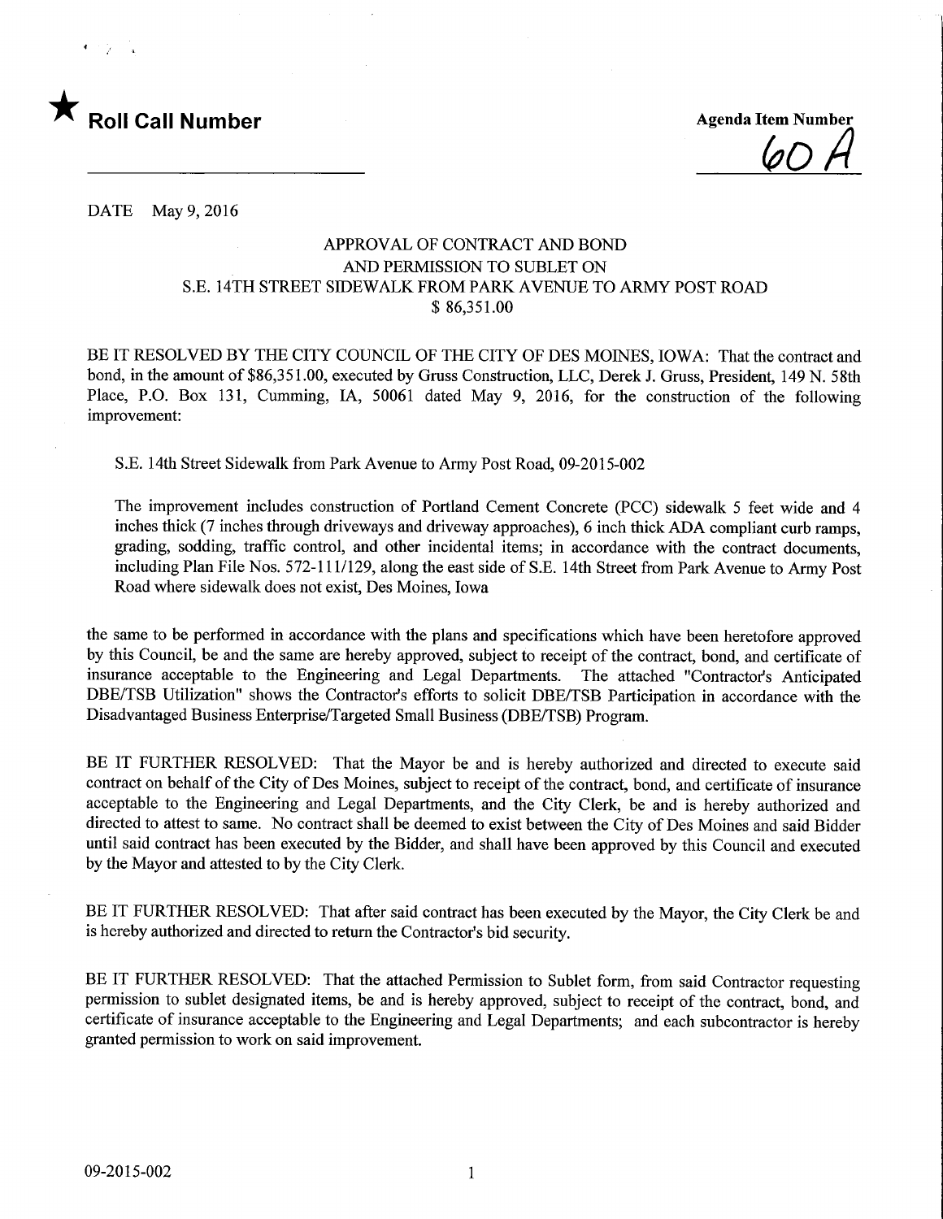★ **Roll Call Number**

**Agenda Item Number**
60 A

DATE May 9, 2016

APPROVAL OF CONTRACT AND BOND
AND PERMISSION TO SUBLET ON
S.E. 14TH STREET SIDEWALK FROM PARK AVENUE TO ARMY POST ROAD
$ 86,351.00

BE IT RESOLVED BY THE CITY COUNCIL OF THE CITY OF DES MOINES, IOWA: That the contract and bond, in the amount of $86,351.00, executed by Gruss Construction, LLC, Derek J. Gruss, President, 149 N. 58th Place, P.O. Box 131, Cumming, IA, 50061 dated May 9, 2016, for the construction of the following improvement:

S.E. 14th Street Sidewalk from Park Avenue to Army Post Road, 09-2015-002

The improvement includes construction of Portland Cement Concrete (PCC) sidewalk 5 feet wide and 4 inches thick (7 inches through driveways and driveway approaches), 6 inch thick ADA compliant curb ramps, grading, sodding, traffic control, and other incidental items; in accordance with the contract documents, including Plan File Nos. 572-111/129, along the east side of S.E. 14th Street from Park Avenue to Army Post Road where sidewalk does not exist, Des Moines, Iowa

the same to be performed in accordance with the plans and specifications which have been heretofore approved by this Council, be and the same are hereby approved, subject to receipt of the contract, bond, and certificate of insurance acceptable to the Engineering and Legal Departments. The attached "Contractor's Anticipated DBE/TSB Utilization" shows the Contractor's efforts to solicit DBE/TSB Participation in accordance with the Disadvantaged Business Enterprise/Targeted Small Business (DBE/TSB) Program.

BE IT FURTHER RESOLVED: That the Mayor be and is hereby authorized and directed to execute said contract on behalf of the City of Des Moines, subject to receipt of the contract, bond, and certificate of insurance acceptable to the Engineering and Legal Departments, and the City Clerk, be and is hereby authorized and directed to attest to same. No contract shall be deemed to exist between the City of Des Moines and said Bidder until said contract has been executed by the Bidder, and shall have been approved by this Council and executed by the Mayor and attested to by the City Clerk.

BE IT FURTHER RESOLVED: That after said contract has been executed by the Mayor, the City Clerk be and is hereby authorized and directed to return the Contractor's bid security.

BE IT FURTHER RESOLVED: That the attached Permission to Sublet form, from said Contractor requesting permission to sublet designated items, be and is hereby approved, subject to receipt of the contract, bond, and certificate of insurance acceptable to the Engineering and Legal Departments; and each subcontractor is hereby granted permission to work on said improvement.

09-2015-002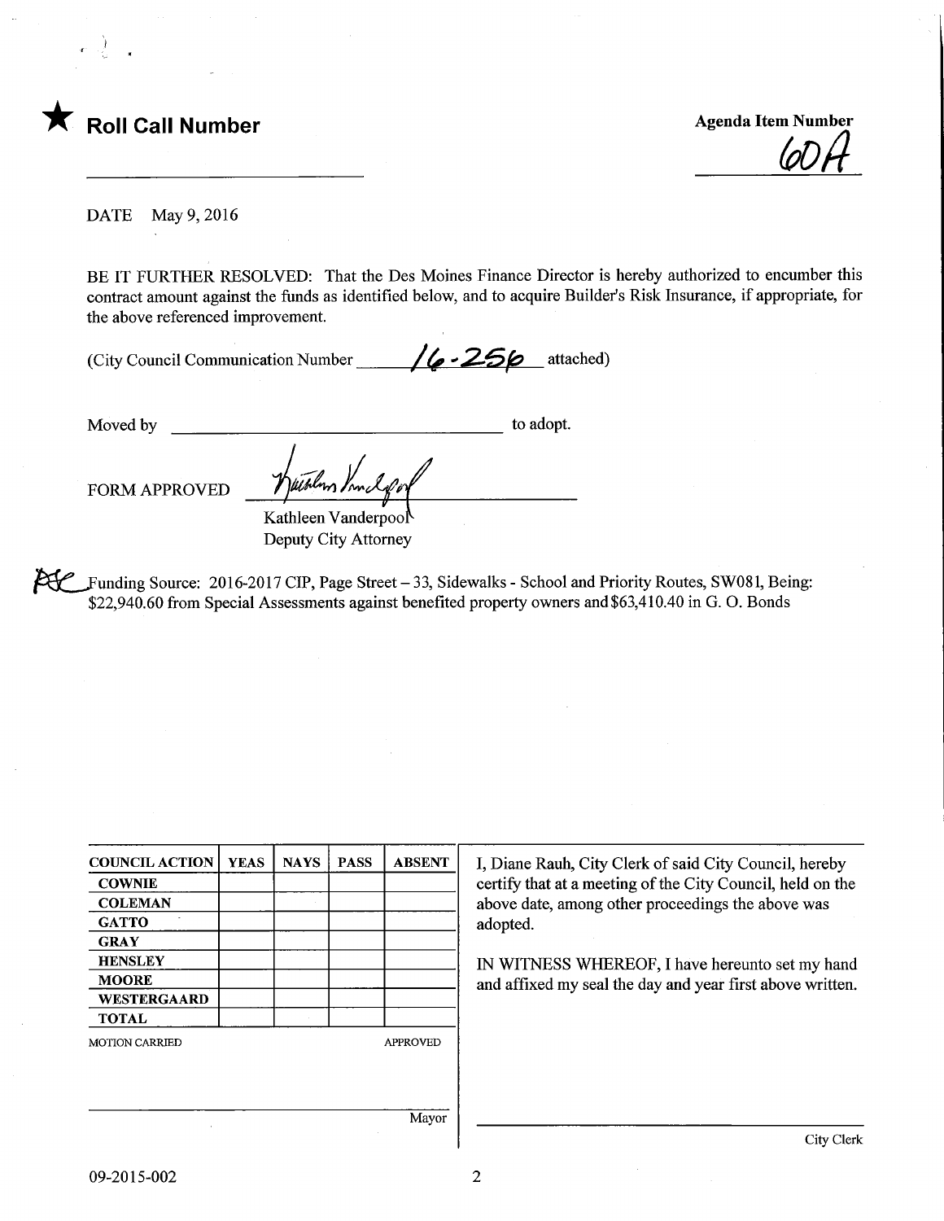★ **Roll Call Number**

**Agenda Item Number**
60A

DATE May 9, 2016

BE IT FURTHER RESOLVED: That the Des Moines Finance Director is hereby authorized to encumber this contract amount against the funds as identified below, and to acquire Builder's Risk Insurance, if appropriate, for the above referenced improvement.

(City Council Communication Number 16-256 attached)

Moved by ______________________ to adopt.

FORM APPROVED

Kathleen Vanderpool
Deputy City Attorney

Funding Source: 2016-2017 CIP, Page Street – 33, Sidewalks - School and Priority Routes, SW081, Being: $22,940.60 from Special Assessments against benefited property owners and $63,410.40 in G. O. Bonds

| COUNCIL ACTION | YEAS | NAYS | PASS | ABSENT |
|---|---|---|---|---|
| COWNIE | | | | |
| COLEMAN | | | | |
| GATTO | | | | |
| GRAY | | | | |
| HENSLEY | | | | |
| MOORE | | | | |
| WESTERGAARD | | | | |
| TOTAL | | | | |

MOTION CARRIED APPROVED

Mayor

I, Diane Rauh, City Clerk of said City Council, hereby certify that at a meeting of the City Council, held on the above date, among other proceedings the above was adopted.

IN WITNESS WHEREOF, I have hereunto set my hand and affixed my seal the day and year first above written.

City Clerk

09-2015-002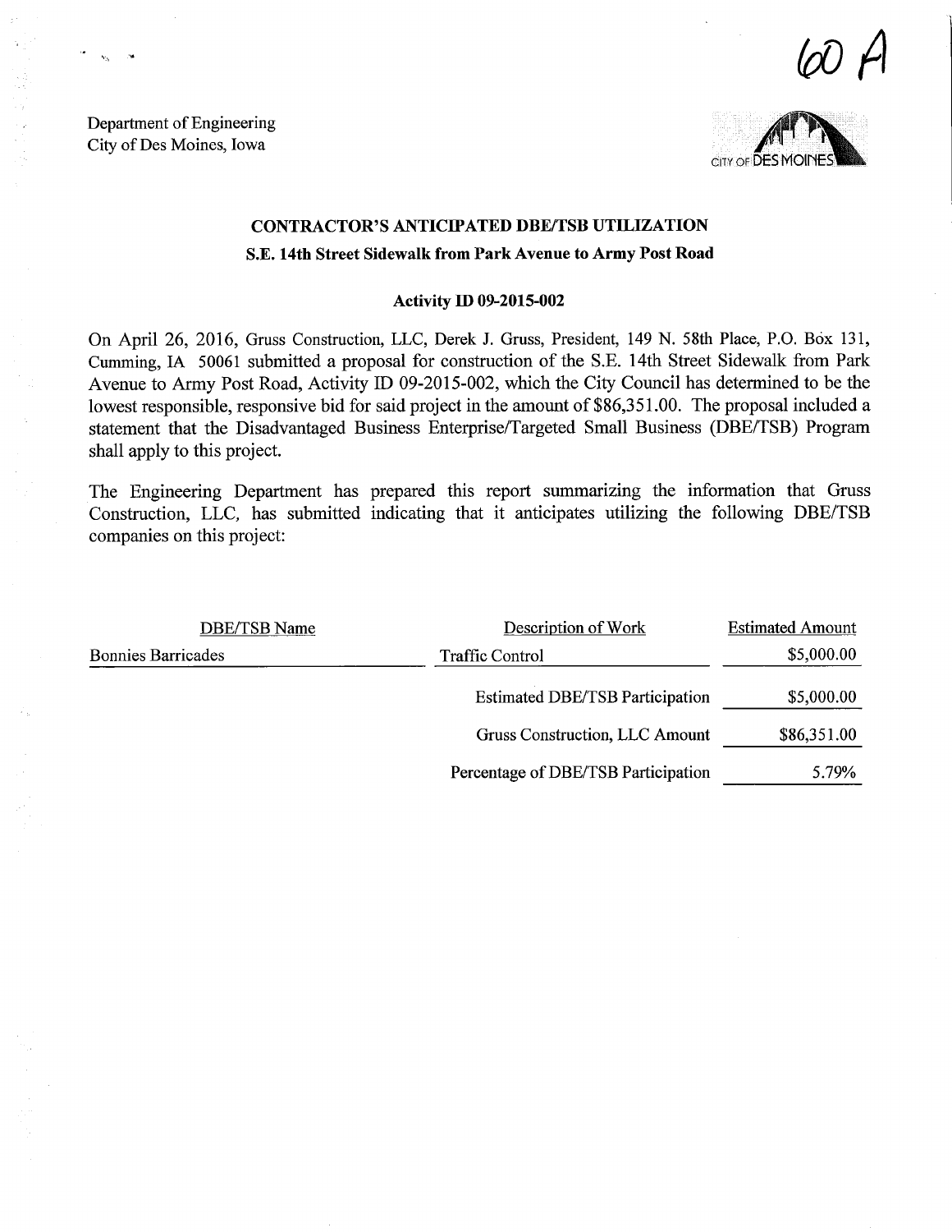60 A

Department of Engineering
City of Des Moines, Iowa

CITY OF DES MOINES

## CONTRACTOR'S ANTICIPATED DBE/TSB UTILIZATION

### S.E. 14th Street Sidewalk from Park Avenue to Army Post Road

**Activity ID 09-2015-002**

On April 26, 2016, Gruss Construction, LLC, Derek J. Gruss, President, 149 N. 58th Place, P.O. Box 131, Cumming, IA 50061 submitted a proposal for construction of the S.E. 14th Street Sidewalk from Park Avenue to Army Post Road, Activity ID 09-2015-002, which the City Council has determined to be the lowest responsible, responsive bid for said project in the amount of $86,351.00. The proposal included a statement that the Disadvantaged Business Enterprise/Targeted Small Business (DBE/TSB) Program shall apply to this project.

The Engineering Department has prepared this report summarizing the information that Gruss Construction, LLC, has submitted indicating that it anticipates utilizing the following DBE/TSB companies on this project:

| DBE/TSB Name | Description of Work | Estimated Amount |
|---|---|---|
| Bonnies Barricades | Traffic Control | $5,000.00 |
| | Estimated DBE/TSB Participation | $5,000.00 |
| | Gruss Construction, LLC Amount | $86,351.00 |
| | Percentage of DBE/TSB Participation | 5.79% |